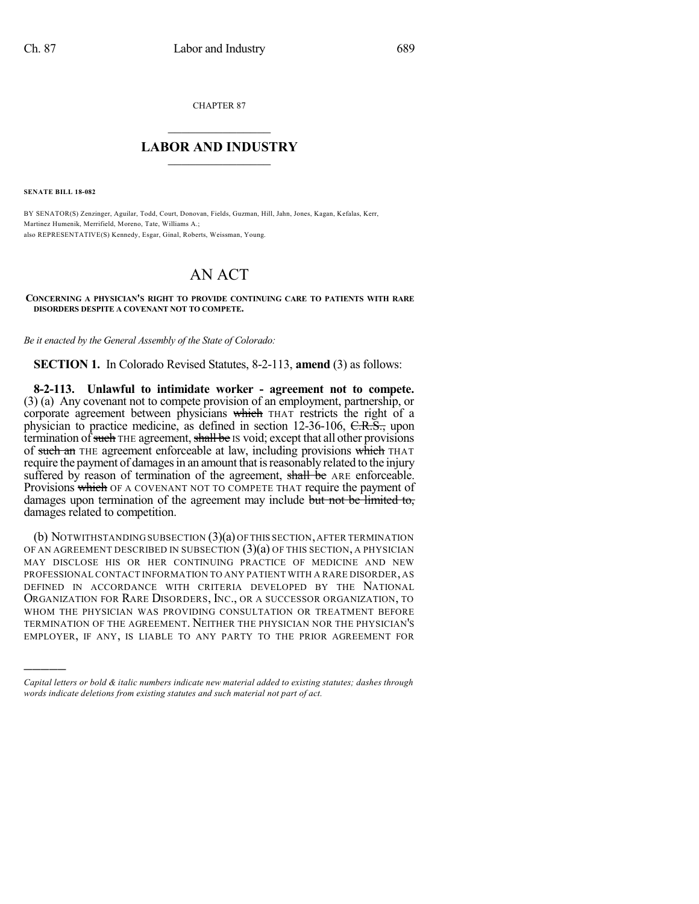CHAPTER 87

## LABOR AND INDUSTRY

**SENATE BILL 18-082**

BY SENATOR(S) Zenzinger, Aguilar, Todd, Court, Donovan, Fields, Guzman, Hill, Jahn, Jones, Kagan, Kefalas, Kerr, Martinez Humenik, Merrifield, Moreno, Tate, Williams A.;
also REPRESENTATIVE(S) Kennedy, Esgar, Ginal, Roberts, Weissman, Young.

# AN ACT

**CONCERNING A PHYSICIAN'S RIGHT TO PROVIDE CONTINUING CARE TO PATIENTS WITH RARE DISORDERS DESPITE A COVENANT NOT TO COMPETE.**

*Be it enacted by the General Assembly of the State of Colorado:*

**SECTION 1.** In Colorado Revised Statutes, 8-2-113, **amend** (3) as follows:

**8-2-113. Unlawful to intimidate worker - agreement not to compete.** (3) (a) Any covenant not to compete provision of an employment, partnership, or corporate agreement between physicians ~~which~~ THAT restricts the right of a physician to practice medicine, as defined in section 12-36-106, ~~C.R.S.,~~ upon termination of ~~such~~ THE agreement, ~~shall be~~ IS void; except that all other provisions of ~~such an~~ THE agreement enforceable at law, including provisions ~~which~~ THAT require the payment of damages in an amount that is reasonably related to the injury suffered by reason of termination of the agreement, ~~shall be~~ ARE enforceable. Provisions ~~which~~ OF A COVENANT NOT TO COMPETE THAT require the payment of damages upon termination of the agreement may include ~~but not be limited to,~~ damages related to competition.

(b) NOTWITHSTANDING SUBSECTION (3)(a) OF THIS SECTION, AFTER TERMINATION OF AN AGREEMENT DESCRIBED IN SUBSECTION (3)(a) OF THIS SECTION, A PHYSICIAN MAY DISCLOSE HIS OR HER CONTINUING PRACTICE OF MEDICINE AND NEW PROFESSIONAL CONTACT INFORMATION TO ANY PATIENT WITH A RARE DISORDER, AS DEFINED IN ACCORDANCE WITH CRITERIA DEVELOPED BY THE NATIONAL ORGANIZATION FOR RARE DISORDERS, INC., OR A SUCCESSOR ORGANIZATION, TO WHOM THE PHYSICIAN WAS PROVIDING CONSULTATION OR TREATMENT BEFORE TERMINATION OF THE AGREEMENT. NEITHER THE PHYSICIAN NOR THE PHYSICIAN'S EMPLOYER, IF ANY, IS LIABLE TO ANY PARTY TO THE PRIOR AGREEMENT FOR

---

*Capital letters or bold & italic numbers indicate new material added to existing statutes; dashes through words indicate deletions from existing statutes and such material not part of act.*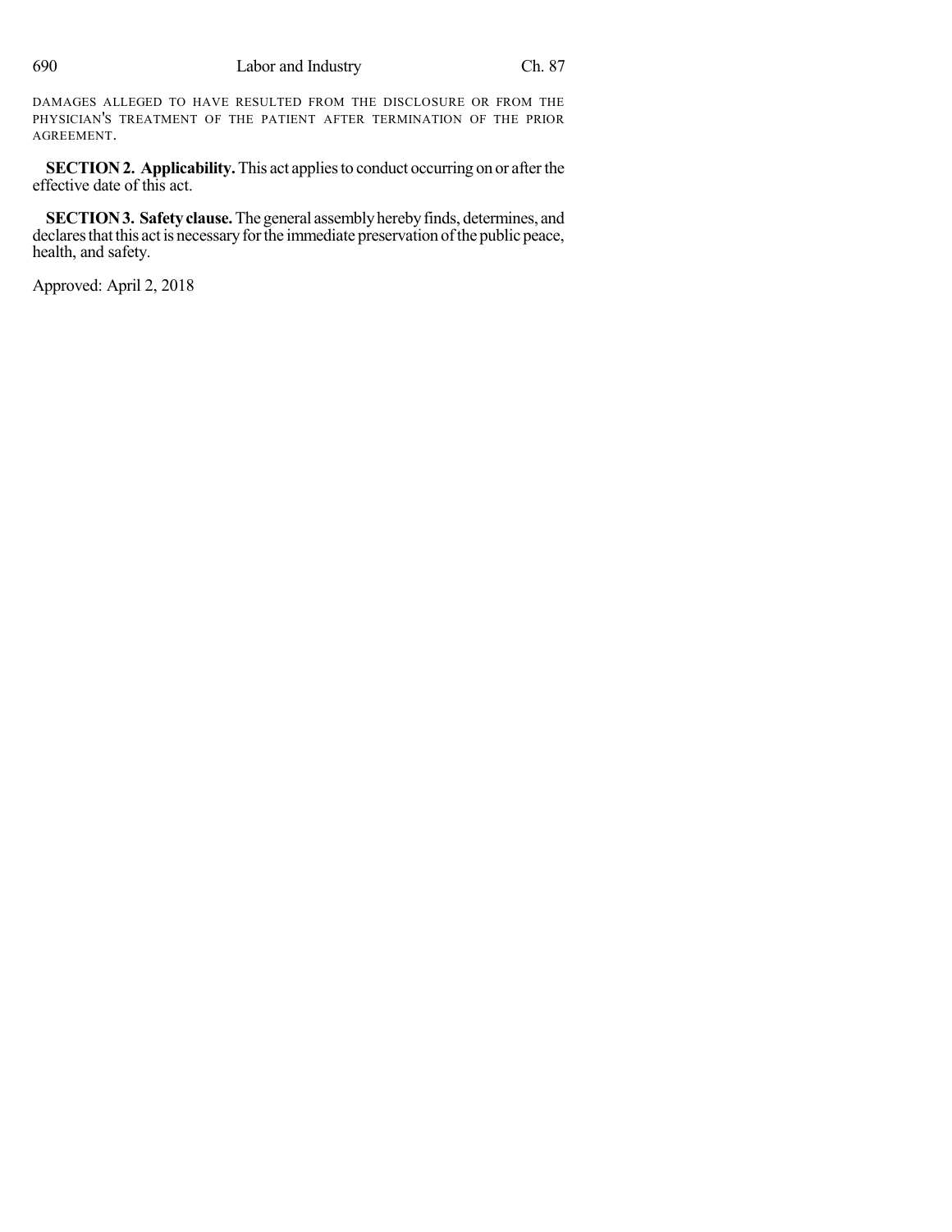DAMAGES ALLEGED TO HAVE RESULTED FROM THE DISCLOSURE OR FROM THE PHYSICIAN'S TREATMENT OF THE PATIENT AFTER TERMINATION OF THE PRIOR AGREEMENT.

**SECTION 2. Applicability.** This act applies to conduct occurring on or after the effective date of this act.

**SECTION 3. Safety clause.** The general assembly hereby finds, determines, and declares that this act is necessary for the immediate preservation of the public peace, health, and safety.

Approved: April 2, 2018